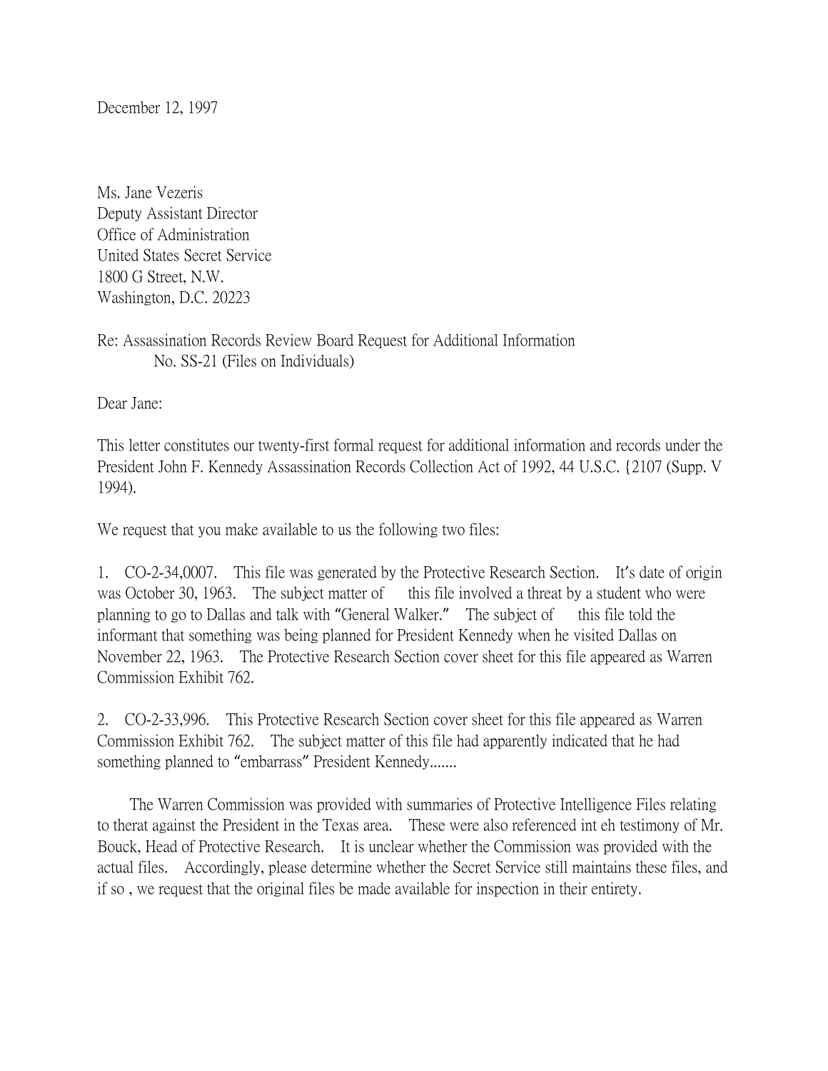December 12, 1997

Ms. Jane Vezeris
Deputy Assistant Director
Office of Administration
United States Secret Service
1800 G Street, N.W.
Washington, D.C. 20223

Re: Assassination Records Review Board Request for Additional Information
No. SS-21 (Files on Individuals)

Dear Jane:

This letter constitutes our twenty-first formal request for additional information and records under the President John F. Kennedy Assassination Records Collection Act of 1992, 44 U.S.C. {2107 (Supp. V 1994).

We request that you make available to us the following two files:

1. CO-2-34,0007. This file was generated by the Protective Research Section. It's date of origin was October 30, 1963. The subject matter of this file involved a threat by a student who were planning to go to Dallas and talk with "General Walker." The subject of this file told the informant that something was being planned for President Kennedy when he visited Dallas on November 22, 1963. The Protective Research Section cover sheet for this file appeared as Warren Commission Exhibit 762.

2. CO-2-33,996. This Protective Research Section cover sheet for this file appeared as Warren Commission Exhibit 762. The subject matter of this file had apparently indicated that he had something planned to "embarrass" President Kennedy.......

The Warren Commission was provided with summaries of Protective Intelligence Files relating to therat against the President in the Texas area. These were also referenced int eh testimony of Mr. Bouck, Head of Protective Research. It is unclear whether the Commission was provided with the actual files. Accordingly, please determine whether the Secret Service still maintains these files, and if so , we request that the original files be made available for inspection in their entirety.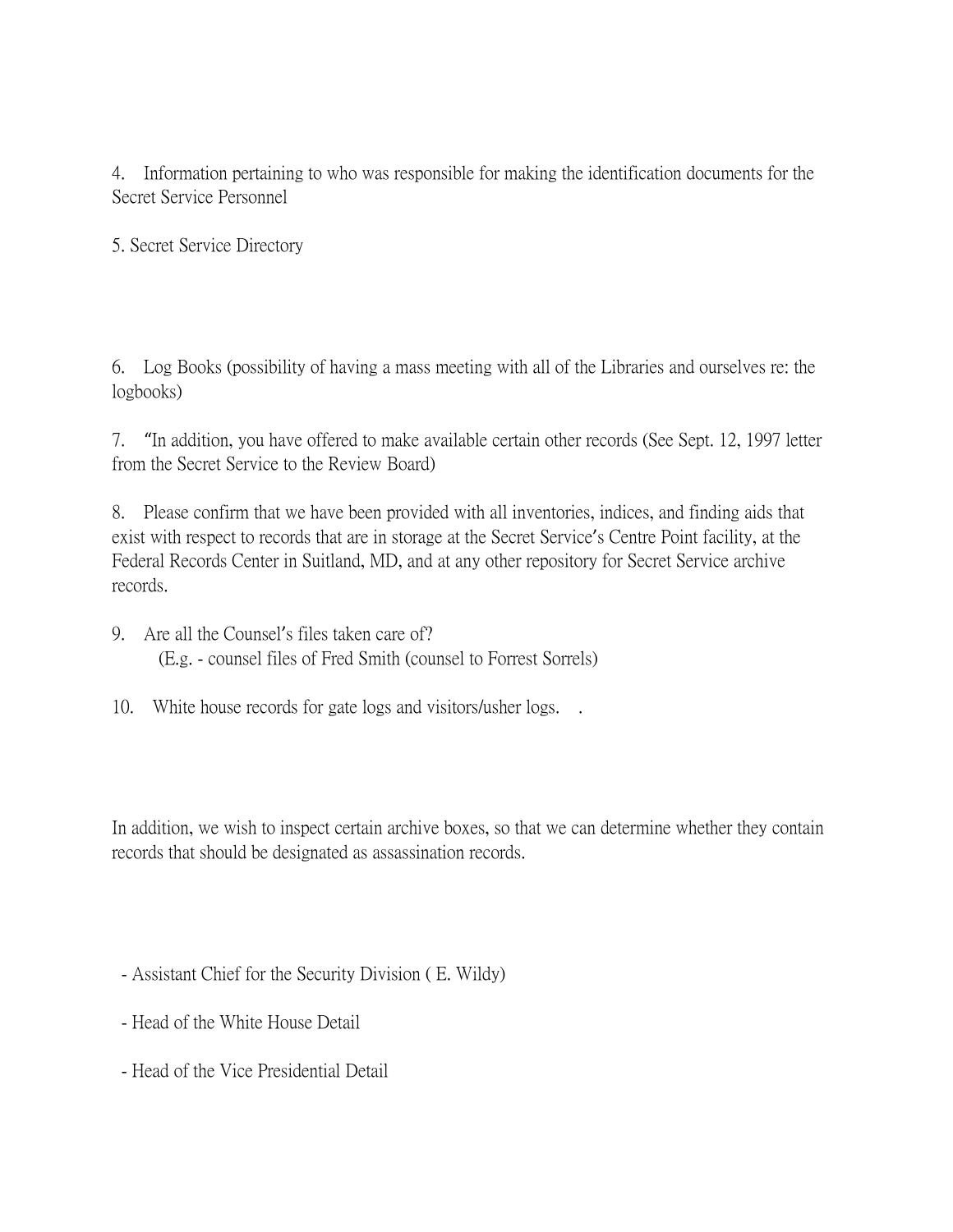4. Information pertaining to who was responsible for making the identification documents for the Secret Service Personnel

5. Secret Service Directory

6. Log Books (possibility of having a mass meeting with all of the Libraries and ourselves re: the logbooks)

7. "In addition, you have offered to make available certain other records (See Sept. 12, 1997 letter from the Secret Service to the Review Board)

8. Please confirm that we have been provided with all inventories, indices, and finding aids that exist with respect to records that are in storage at the Secret Service's Centre Point facility, at the Federal Records Center in Suitland, MD, and at any other repository for Secret Service archive records.

9. Are all the Counsel's files taken care of?
   (E.g. - counsel files of Fred Smith (counsel to Forrest Sorrels)

10. White house records for gate logs and visitors/usher logs. .

In addition, we wish to inspect certain archive boxes, so that we can determine whether they contain records that should be designated as assassination records.

- Assistant Chief for the Security Division ( E. Wildy)

- Head of the White House Detail

- Head of the Vice Presidential Detail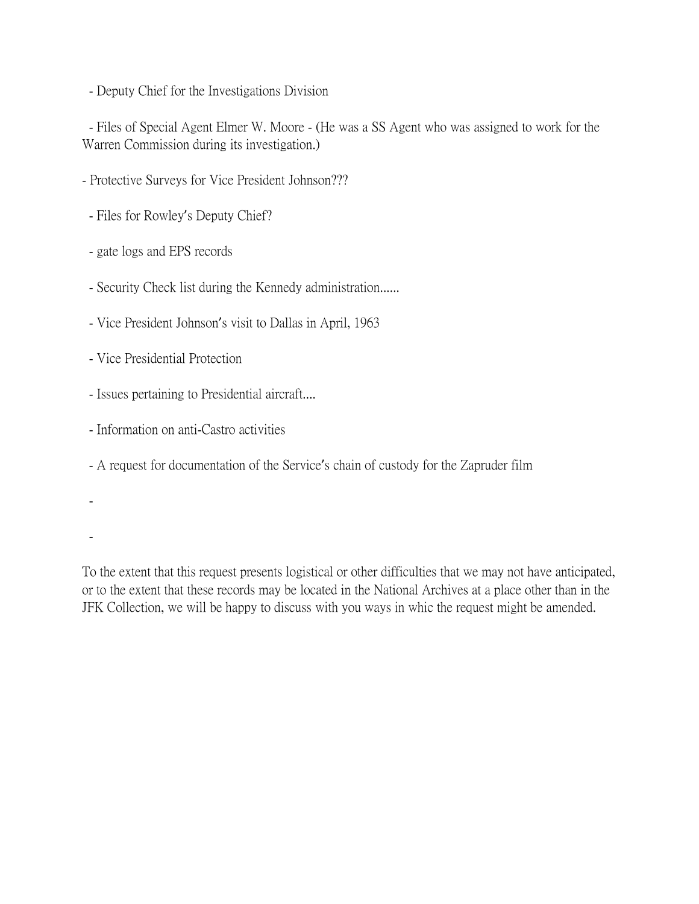- Deputy Chief for the Investigations Division

- Files of Special Agent Elmer W. Moore - (He was a SS Agent who was assigned to work for the Warren Commission during its investigation.)

- Protective Surveys for Vice President Johnson???

- Files for Rowley's Deputy Chief?

- gate logs and EPS records

- Security Check list during the Kennedy administration......

- Vice President Johnson's visit to Dallas in April, 1963

- Vice Presidential Protection

- Issues pertaining to Presidential aircraft....

- Information on anti-Castro activities

- A request for documentation of the Service's chain of custody for the Zapruder film

-

-

To the extent that this request presents logistical or other difficulties that we may not have anticipated, or to the extent that these records may be located in the National Archives at a place other than in the JFK Collection, we will be happy to discuss with you ways in whic the request might be amended.